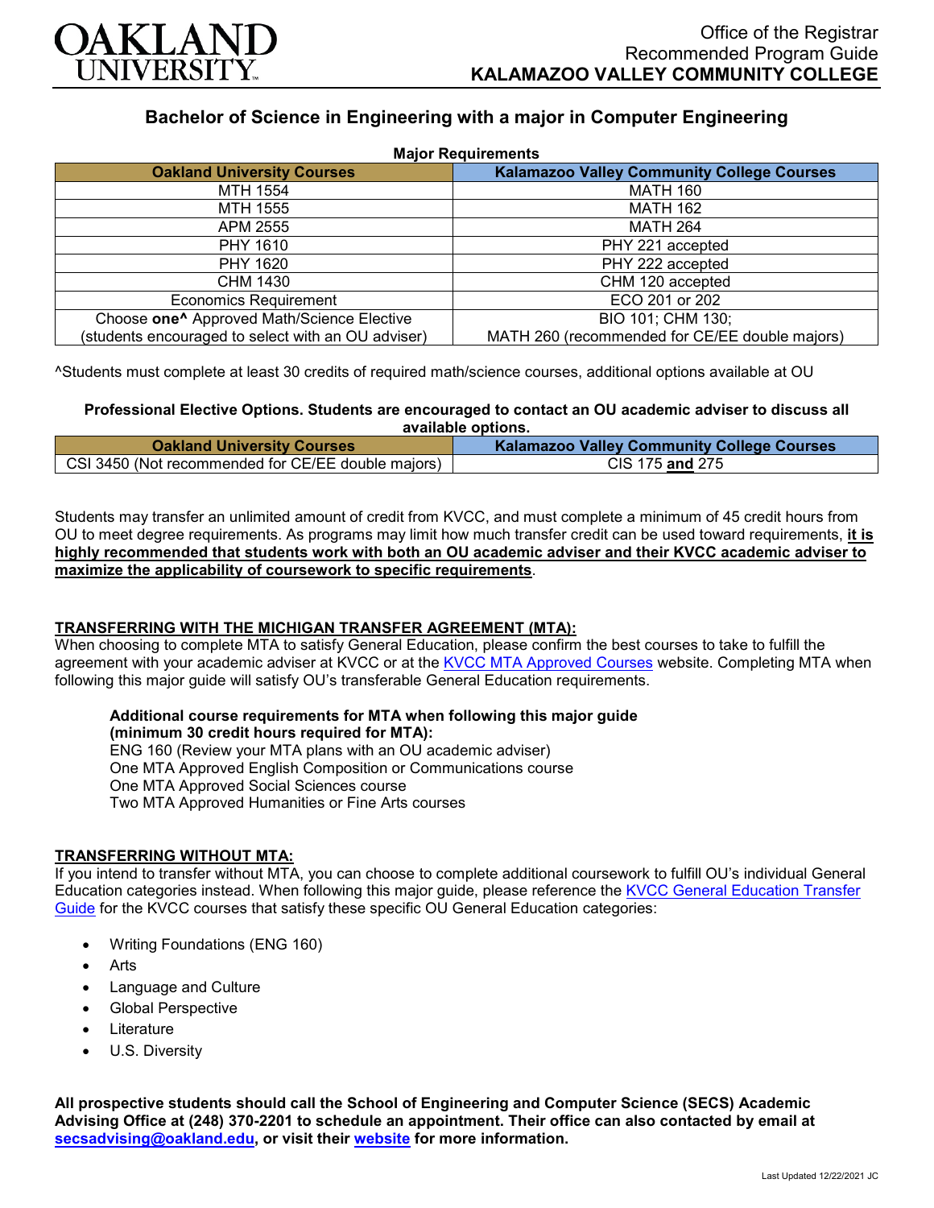Office of the Registrar
Recommended Program Guide
**KALAMAZOO VALLEY COMMUNITY COLLEGE**

# Bachelor of Science in Engineering with a major in Computer Engineering

**Major Requirements**

| Oakland University Courses | Kalamazoo Valley Community College Courses |
|---|---|
| MTH 1554 | MATH 160 |
| MTH 1555 | MATH 162 |
| APM 2555 | MATH 264 |
| PHY 1610 | PHY 221 accepted |
| PHY 1620 | PHY 222 accepted |
| CHM 1430 | CHM 120 accepted |
| Economics Requirement | ECO 201 or 202 |
| Choose **one^** Approved Math/Science Elective (students encouraged to select with an OU adviser) | BIO 101; CHM 130; MATH 260 (recommended for CE/EE double majors) |

^Students must complete at least 30 credits of required math/science courses, additional options available at OU

**Professional Elective Options. Students are encouraged to contact an OU academic adviser to discuss all available options.**

| Oakland University Courses | Kalamazoo Valley Community College Courses |
|---|---|
| CSI 3450 (Not recommended for CE/EE double majors) | CIS 175 **and** 275 |

Students may transfer an unlimited amount of credit from KVCC, and must complete a minimum of 45 credit hours from OU to meet degree requirements. As programs may limit how much transfer credit can be used toward requirements, **it is highly recommended that students work with both an OU academic adviser and their KVCC academic adviser to maximize the applicability of coursework to specific requirements**.

## TRANSFERRING WITH THE MICHIGAN TRANSFER AGREEMENT (MTA):

When choosing to complete MTA to satisfy General Education, please confirm the best courses to take to fulfill the agreement with your academic adviser at KVCC or at the KVCC MTA Approved Courses website. Completing MTA when following this major guide will satisfy OU's transferable General Education requirements.

**Additional course requirements for MTA when following this major guide (minimum 30 credit hours required for MTA):**
ENG 160 (Review your MTA plans with an OU academic adviser)
One MTA Approved English Composition or Communications course
One MTA Approved Social Sciences course
Two MTA Approved Humanities or Fine Arts courses

## TRANSFERRING WITHOUT MTA:

If you intend to transfer without MTA, you can choose to complete additional coursework to fulfill OU's individual General Education categories instead. When following this major guide, please reference the KVCC General Education Transfer Guide for the KVCC courses that satisfy these specific OU General Education categories:

- Writing Foundations (ENG 160)
- Arts
- Language and Culture
- Global Perspective
- Literature
- U.S. Diversity

**All prospective students should call the School of Engineering and Computer Science (SECS) Academic Advising Office at (248) 370-2201 to schedule an appointment. Their office can also contacted by email at secsadvising@oakland.edu, or visit their website for more information.**

Last Updated 12/22/2021 JC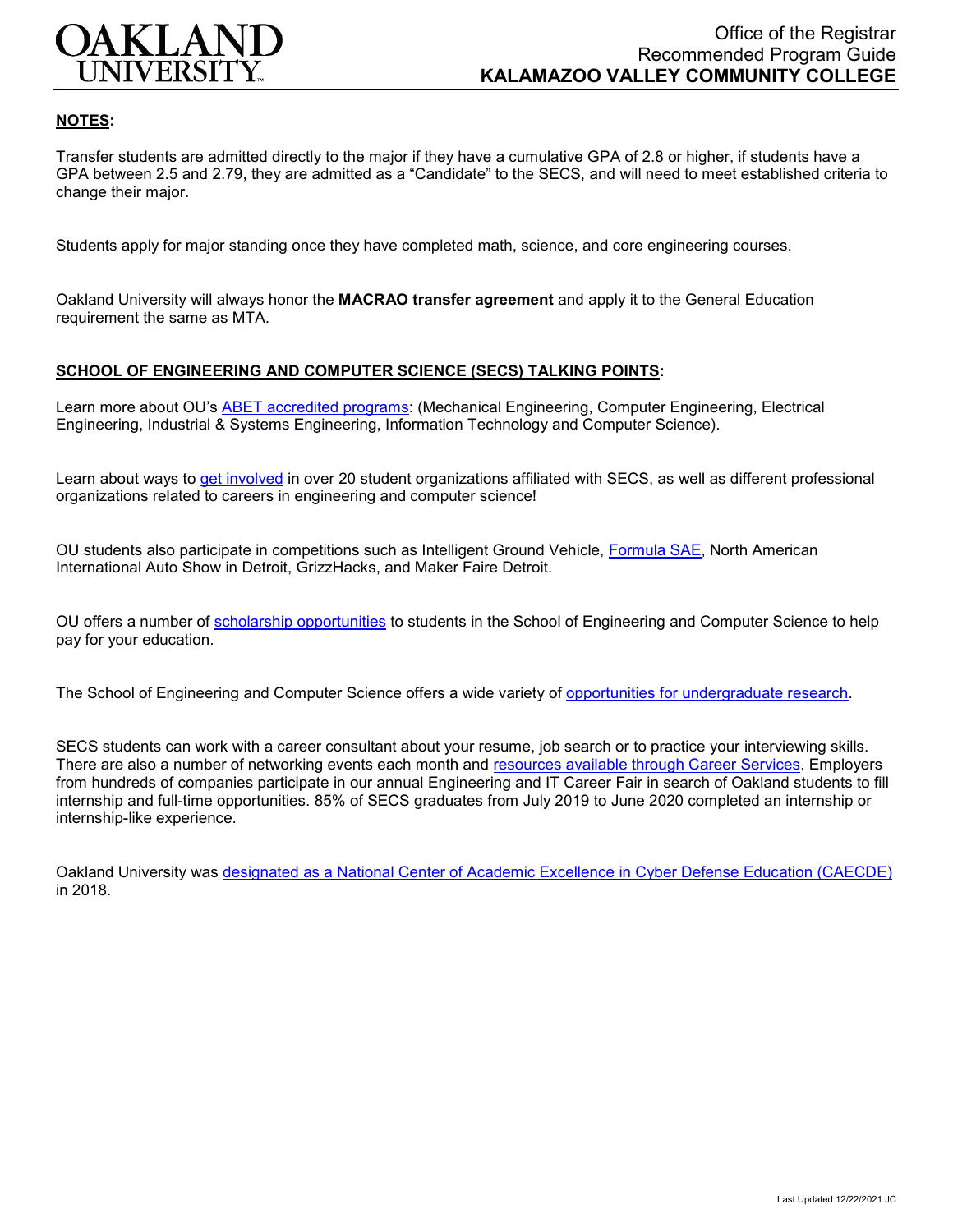**NOTES:**

Transfer students are admitted directly to the major if they have a cumulative GPA of 2.8 or higher, if students have a GPA between 2.5 and 2.79, they are admitted as a "Candidate" to the SECS, and will need to meet established criteria to change their major.

Students apply for major standing once they have completed math, science, and core engineering courses.

Oakland University will always honor the **MACRAO transfer agreement** and apply it to the General Education requirement the same as MTA.

**SCHOOL OF ENGINEERING AND COMPUTER SCIENCE (SECS) TALKING POINTS:**

Learn more about OU's ABET accredited programs: (Mechanical Engineering, Computer Engineering, Electrical Engineering, Industrial & Systems Engineering, Information Technology and Computer Science).

Learn about ways to get involved in over 20 student organizations affiliated with SECS, as well as different professional organizations related to careers in engineering and computer science!

OU students also participate in competitions such as Intelligent Ground Vehicle, Formula SAE, North American International Auto Show in Detroit, GrizzHacks, and Maker Faire Detroit.

OU offers a number of scholarship opportunities to students in the School of Engineering and Computer Science to help pay for your education.

The School of Engineering and Computer Science offers a wide variety of opportunities for undergraduate research.

SECS students can work with a career consultant about your resume, job search or to practice your interviewing skills. There are also a number of networking events each month and resources available through Career Services. Employers from hundreds of companies participate in our annual Engineering and IT Career Fair in search of Oakland students to fill internship and full-time opportunities. 85% of SECS graduates from July 2019 to June 2020 completed an internship or internship-like experience.

Oakland University was designated as a National Center of Academic Excellence in Cyber Defense Education (CAECDE) in 2018.

Last Updated 12/22/2021 JC